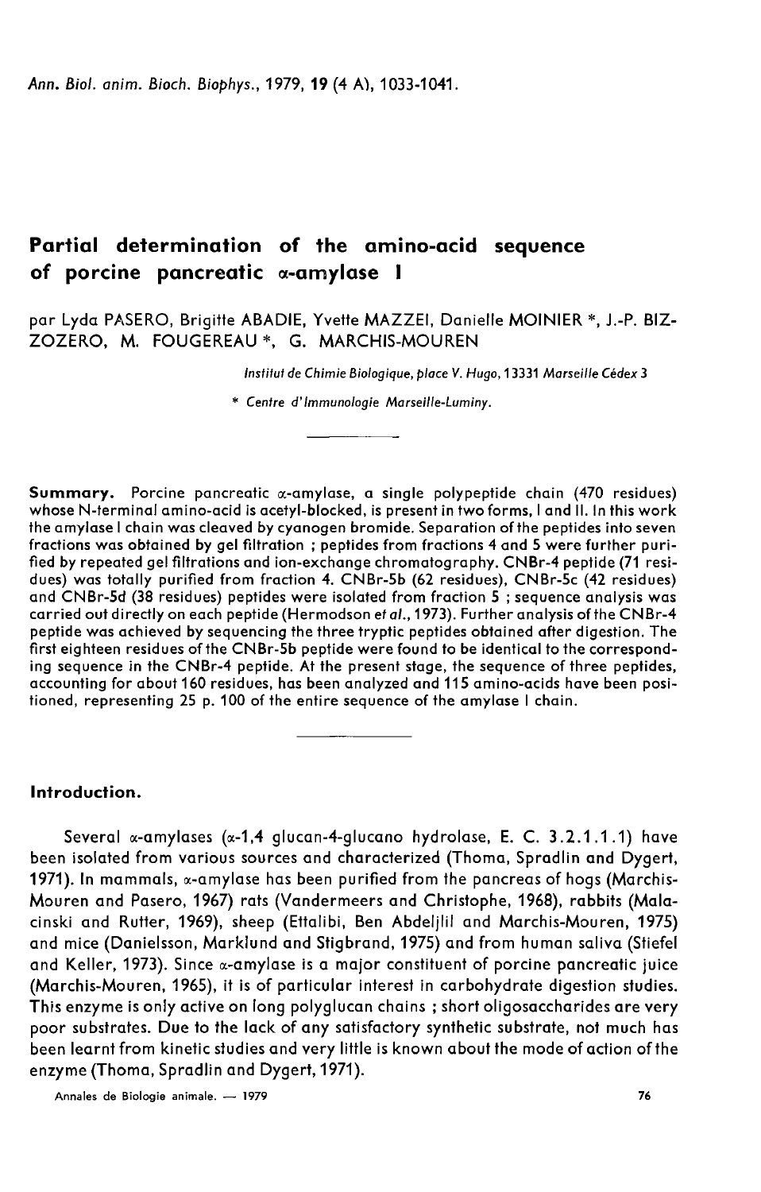# Partial determination of the amino-acid sequence of porcine pancreatic α-amylase I

par Lyda PASERO, Brigitte ABADIE, Yvette MAZZEI, Danielle MOINIER *, J.-P. BIZZOZERO, M. FOUGEREAU *, G. MARCHIS-MOUREN

*Institut de Chimie Biologique, place V. Hugo, 13331 Marseille Cédex 3*

* *Centre d'Immunologie Marseille-Luminy.*

---

**Summary.** Porcine pancreatic α-amylase, a single polypeptide chain (470 residues) whose N-terminal amino-acid is acetyl-blocked, is present in two forms, I and II. In this work the amylase I chain was cleaved by cyanogen bromide. Separation of the peptides into seven fractions was obtained by gel filtration ; peptides from fractions 4 and 5 were further purified by repeated gel filtrations and ion-exchange chromatography. CNBr-4 peptide (71 residues) was totally purified from fraction 4. CNBr-5b (62 residues), CNBr-5c (42 residues) and CNBr-5d (38 residues) peptides were isolated from fraction 5 ; sequence analysis was carried out directly on each peptide (Hermodson *et al.*, 1973). Further analysis of the CNBr-4 peptide was achieved by sequencing the three tryptic peptides obtained after digestion. The first eighteen residues of the CNBr-5b peptide were found to be identical to the corresponding sequence in the CNBr-4 peptide. At the present stage, the sequence of three peptides, accounting for about 160 residues, has been analyzed and 115 amino-acids have been positioned, representing 25 p. 100 of the entire sequence of the amylase I chain.

---

## Introduction.

Several α-amylases (α-1,4 glucan-4-glucano hydrolase, E. C. 3.2.1.1.1) have been isolated from various sources and characterized (Thoma, Spradlin and Dygert, 1971). In mammals, α-amylase has been purified from the pancreas of hogs (Marchis-Mouren and Pasero, 1967) rats (Vandermeers and Christophe, 1968), rabbits (Malacinski and Rutter, 1969), sheep (Ettalibi, Ben Abdeljlil and Marchis-Mouren, 1975) and mice (Danielsson, Marklund and Stigbrand, 1975) and from human saliva (Stiefel and Keller, 1973). Since α-amylase is a major constituent of porcine pancreatic juice (Marchis-Mouren, 1965), it is of particular interest in carbohydrate digestion studies. This enzyme is only active on long polyglucan chains ; short oligosaccharides are very poor substrates. Due to the lack of any satisfactory synthetic substrate, not much has been learnt from kinetic studies and very little is known about the mode of action of the enzyme (Thoma, Spradlin and Dygert, 1971).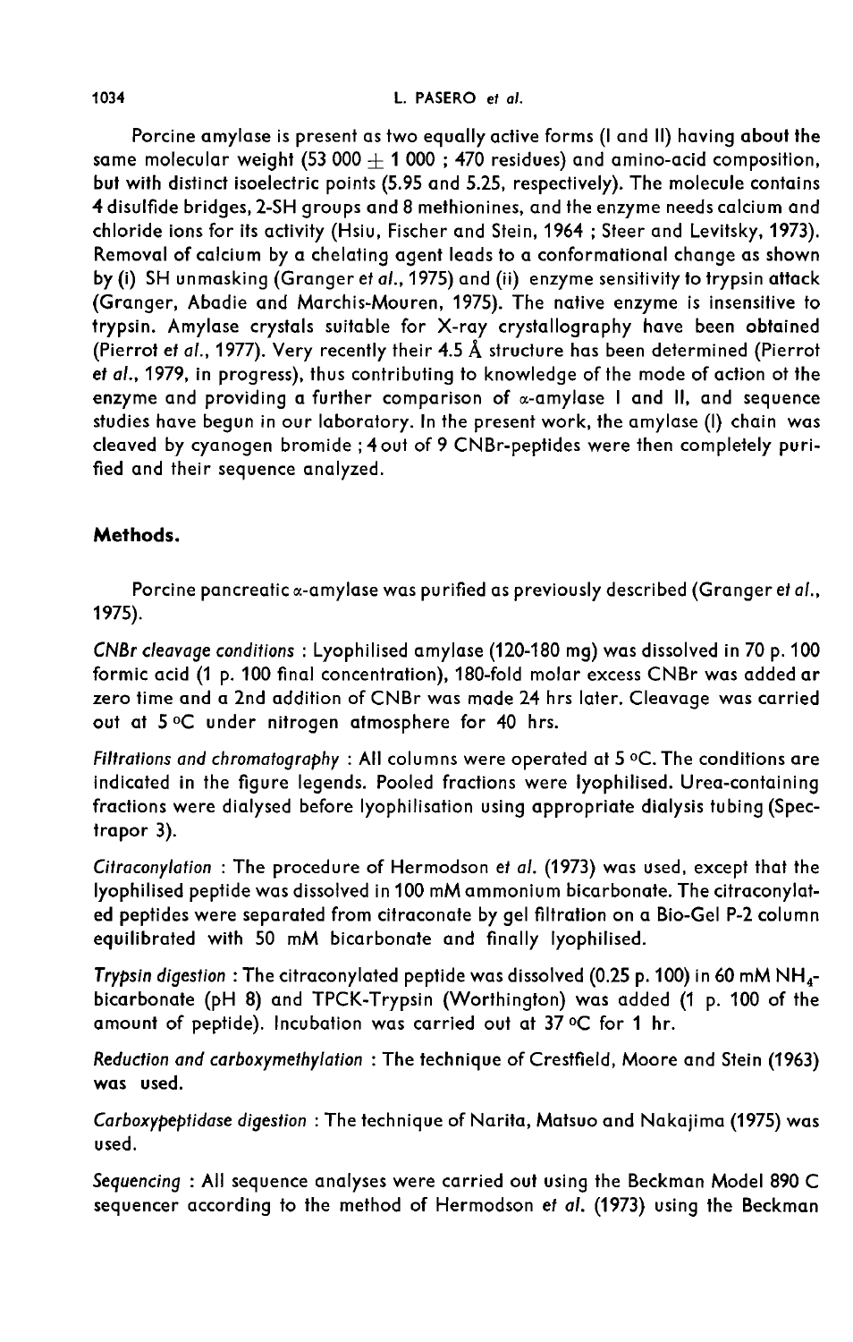Porcine amylase is present as two equally active forms (I and II) having about the same molecular weight (53 000 $\pm$ 1 000 ; 470 residues) and amino-acid composition, but with distinct isoelectric points (5.95 and 5.25, respectively). The molecule contains 4 disulfide bridges, 2-SH groups and 8 methionines, and the enzyme needs calcium and chloride ions for its activity (Hsiu, Fischer and Stein, 1964 ; Steer and Levitsky, 1973). Removal of calcium by a chelating agent leads to a conformational change as shown by (i) SH unmasking (Granger *et al.*, 1975) and (ii) enzyme sensitivity to trypsin attack (Granger, Abadie and Marchis-Mouren, 1975). The native enzyme is insensitive to trypsin. Amylase crystals suitable for X-ray crystallography have been obtained (Pierrot *et al.*, 1977). Very recently their 4.5 Å structure has been determined (Pierrot *et al.*, 1979, in progress), thus contributing to knowledge of the mode of action of the enzyme and providing a further comparison of $\alpha$-amylase I and II, and sequence studies have begun in our laboratory. In the present work, the amylase (I) chain was cleaved by cyanogen bromide ; 4 out of 9 CNBr-peptides were then completely purified and their sequence analyzed.

## Methods.

Porcine pancreatic $\alpha$-amylase was purified as previously described (Granger *et al.*, 1975).

*CNBr cleavage conditions* : Lyophilised amylase (120-180 mg) was dissolved in 70 p. 100 formic acid (1 p. 100 final concentration), 180-fold molar excess CNBr was added ar zero time and a 2nd addition of CNBr was made 24 hrs later. Cleavage was carried out at 5 °C under nitrogen atmosphere for 40 hrs.

*Filtrations and chromatography* : All columns were operated at 5 °C. The conditions are indicated in the figure legends. Pooled fractions were lyophilised. Urea-containing fractions were dialysed before lyophilisation using appropriate dialysis tubing (Spectrapor 3).

*Citraconylation* : The procedure of Hermodson *et al.* (1973) was used, except that the lyophilised peptide was dissolved in 100 mM ammonium bicarbonate. The citraconylated peptides were separated from citraconate by gel filtration on a Bio-Gel P-2 column equilibrated with 50 mM bicarbonate and finally lyophilised.

*Trypsin digestion* : The citraconylated peptide was dissolved (0.25 p. 100) in 60 mM $NH_4$-bicarbonate (pH 8) and TPCK-Trypsin (Worthington) was added (1 p. 100 of the amount of peptide). Incubation was carried out at 37 °C for 1 hr.

*Reduction and carboxymethylation* : The technique of Crestfield, Moore and Stein (1963) was used.

*Carboxypeptidase digestion* : The technique of Narita, Matsuo and Nakajima (1975) was used.

*Sequencing* : All sequence analyses were carried out using the Beckman Model 890 C sequencer according to the method of Hermodson *et al.* (1973) using the Beckman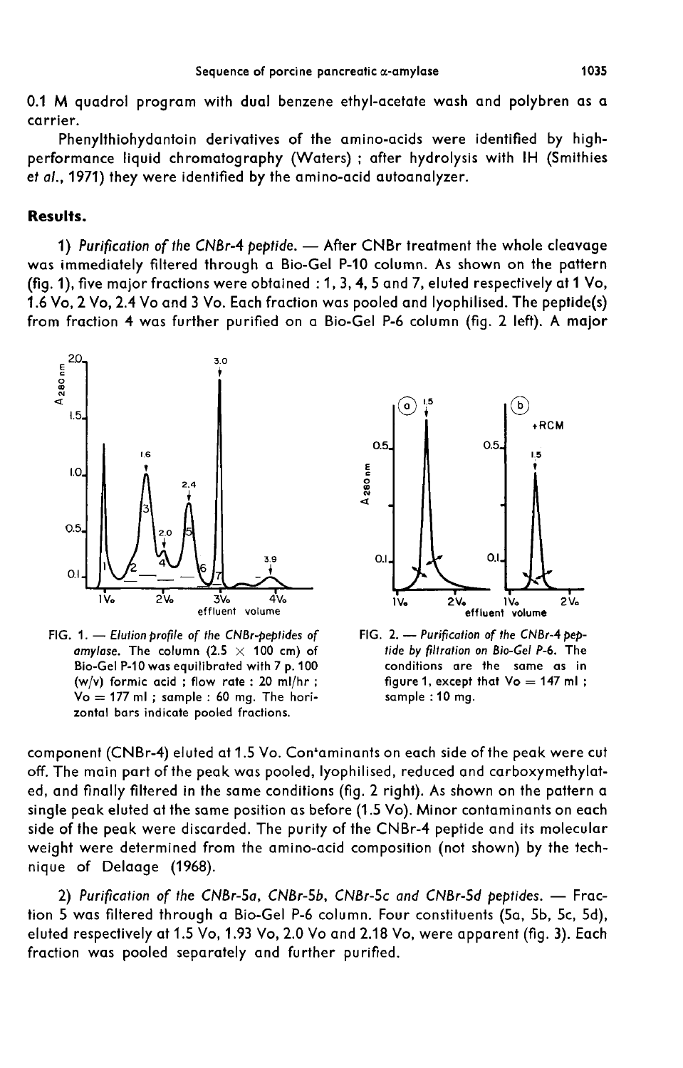0.1 M quadrol program with dual benzene ethyl-acetate wash and polybren as a carrier.

Phenylthiohydantoin derivatives of the amino-acids were identified by high-performance liquid chromatography (Waters) ; after hydrolysis with IH (Smithies *et al.*, 1971) they were identified by the amino-acid autoanalyzer.

## Results.

1) *Purification of the CNBr-4 peptide.* — After CNBr treatment the whole cleavage was immediately filtered through a Bio-Gel P-10 column. As shown on the pattern (fig. 1), five major fractions were obtained : 1, 3, 4, 5 and 7, eluted respectively at 1 Vo, 1.6 Vo, 2 Vo, 2.4 Vo and 3 Vo. Each fraction was pooled and lyophilised. The peptide(s) from fraction 4 was further purified on a Bio-Gel P-6 column (fig. 2 left). A major component (CNBr-4) eluted at 1.5 Vo. Contaminants on each side of the peak were cut off. The main part of the peak was pooled, lyophilised, reduced and carboxymethylated, and finally filtered in the same conditions (fig. 2 right). As shown on the pattern a single peak eluted at the same position as before (1.5 Vo). Minor contaminants on each side of the peak were discarded. The purity of the CNBr-4 peptide and its molecular weight were determined from the amino-acid composition (not shown) by the technique of Delaage (1968).

FIG. 1. — *Elution profile of the CNBr-peptides of amylase.* The column (2.5 × 100 cm) of Bio-Gel P-10 was equilibrated with 7 p. 100 (w/v) formic acid ; flow rate : 20 ml/hr ; Vo = 177 ml ; sample : 60 mg. The horizontal bars indicate pooled fractions.

FIG. 2. — *Purification of the CNBr-4 peptide by filtration on Bio-Gel P-6.* The conditions are the same as in figure 1, except that Vo = 147 ml ; sample : 10 mg.

2) *Purification of the CNBr-5a, CNBr-5b, CNBr-5c and CNBr-5d peptides.* — Fraction 5 was filtered through a Bio-Gel P-6 column. Four constituents (5a, 5b, 5c, 5d), eluted respectively at 1.5 Vo, 1.93 Vo, 2.0 Vo and 2.18 Vo, were apparent (fig. 3). Each fraction was pooled separately and further purified.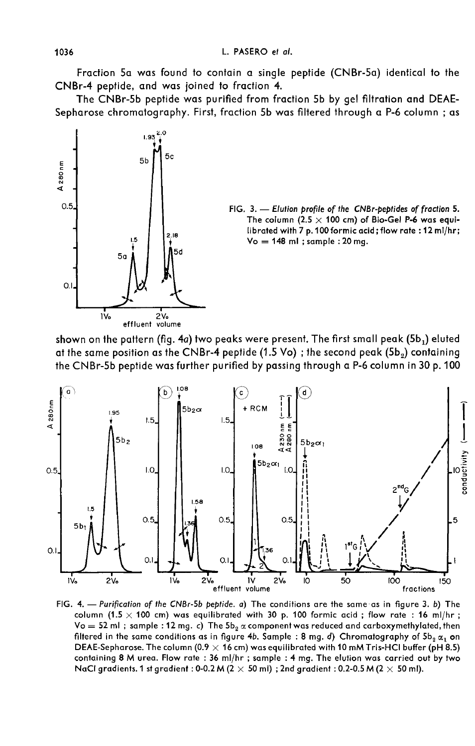Fraction 5a was found to contain a single peptide (CNBr-5a) identical to the CNBr-4 peptide, and was joined to fraction 4.

The CNBr-5b peptide was purified from fraction 5b by gel filtration and DEAE-Sepharose chromatography. First, fraction 5b was filtered through a P-6 column ; as shown on the pattern (fig. 4a) two peaks were present. The first small peak ($5b_1$) eluted at the same position as the CNBr-4 peptide (1.5 Vo) ; the second peak ($5b_2$) containing the CNBr-5b peptide was further purified by passing through a P-6 column in 30 p. 100

FIG. 3. — *Elution profile of the CNBr-peptides of fraction 5.* The column (2.5 × 100 cm) of Bio-Gel P-6 was equilibrated with 7 p. 100 formic acid ; flow rate : 12 ml/hr ; Vo = 148 ml ; sample : 20 mg.

FIG. 4. — *Purification of the CNBr-5b peptide.* a) The conditions are the same as in figure 3. b) The column (1.5 × 100 cm) was equilibrated with 30 p. 100 formic acid ; flow rate : 16 ml/hr ; Vo = 52 ml ; sample : 12 mg. c) The $5b_2$ α component was reduced and carboxymethylated, then filtered in the same conditions as in figure 4b. Sample : 8 mg. d) Chromatography of $5b_2$ $\alpha_1$ on DEAE-Sepharose. The column (0.9 × 16 cm) was equilibrated with 10 mM Tris-HCl buffer (pH 8.5) containing 8 M urea. Flow rate : 36 ml/hr ; sample : 4 mg. The elution was carried out by two NaCl gradients. 1 st gradient : 0-0.2 M (2 × 50 ml) ; 2nd gradient : 0.2-0.5 M (2 × 50 ml).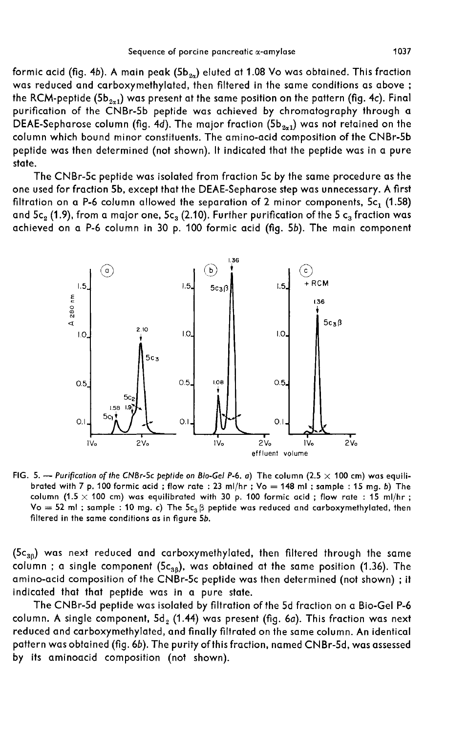formic acid (fig. 4*b*). A main peak ($5b_{2\alpha}$) eluted at 1.08 Vo was obtained. This fraction was reduced and carboxymethylated, then filtered in the same conditions as above ; the RCM-peptide ($5b_{2\alpha 1}$) was present at the same position on the pattern (fig. 4*c*). Final purification of the CNBr-5b peptide was achieved by chromatography through a DEAE-Sepharose column (fig. 4*d*). The major fraction ($5b_{2\alpha 1}$) was not retained on the column which bound minor constituents. The amino-acid composition of the CNBr-5b peptide was then determined (not shown). It indicated that the peptide was in a pure state.

The CNBr-5c peptide was isolated from fraction 5c by the same procedure as the one used for fraction 5b, except that the DEAE-Sepharose step was unnecessary. A first filtration on a P-6 column allowed the separation of 2 minor components, $5c_1$ (1.58) and $5c_2$ (1.9), from a major one, $5c_3$ (2.10). Further purification of the 5 $c_3$ fraction was achieved on a P-6 column in 30 p. 100 formic acid (fig. 5*b*). The main component

FIG. 5. — *Purification of the CNBr-5c peptide on Bio-Gel P-6. a)* The column (2.5 × 100 cm) was equilibrated with 7 p. 100 formic acid ; flow rate : 23 ml/hr ; Vo = 148 ml ; sample : 15 mg. *b)* The column (1.5 × 100 cm) was equilibrated with 30 p. 100 formic acid ; flow rate : 15 ml/hr ; Vo = 52 ml ; sample : 10 mg. *c)* The $5c_3\beta$ peptide was reduced and carboxymethylated, then filtered in the same conditions as in figure 5*b*.

($5c_{3\beta}$) was next reduced and carboxymethylated, then filtered through the same column ; a single component ($5c_{3\beta}$), was obtained at the same position (1.36). The amino-acid composition of the CNBr-5c peptide was then determined (not shown) ; it indicated that that peptide was in a pure state.

The CNBr-5d peptide was isolated by filtration of the 5d fraction on a Bio-Gel P-6 column. A single component, $5d_2$ (1.44) was present (fig. 6*a*). This fraction was next reduced and carboxymethylated, and finally filtrated on the same column. An identical pattern was obtained (fig. 6*b*). The purity of this fraction, named CNBr-5d, was assessed by its aminoacid composition (not shown).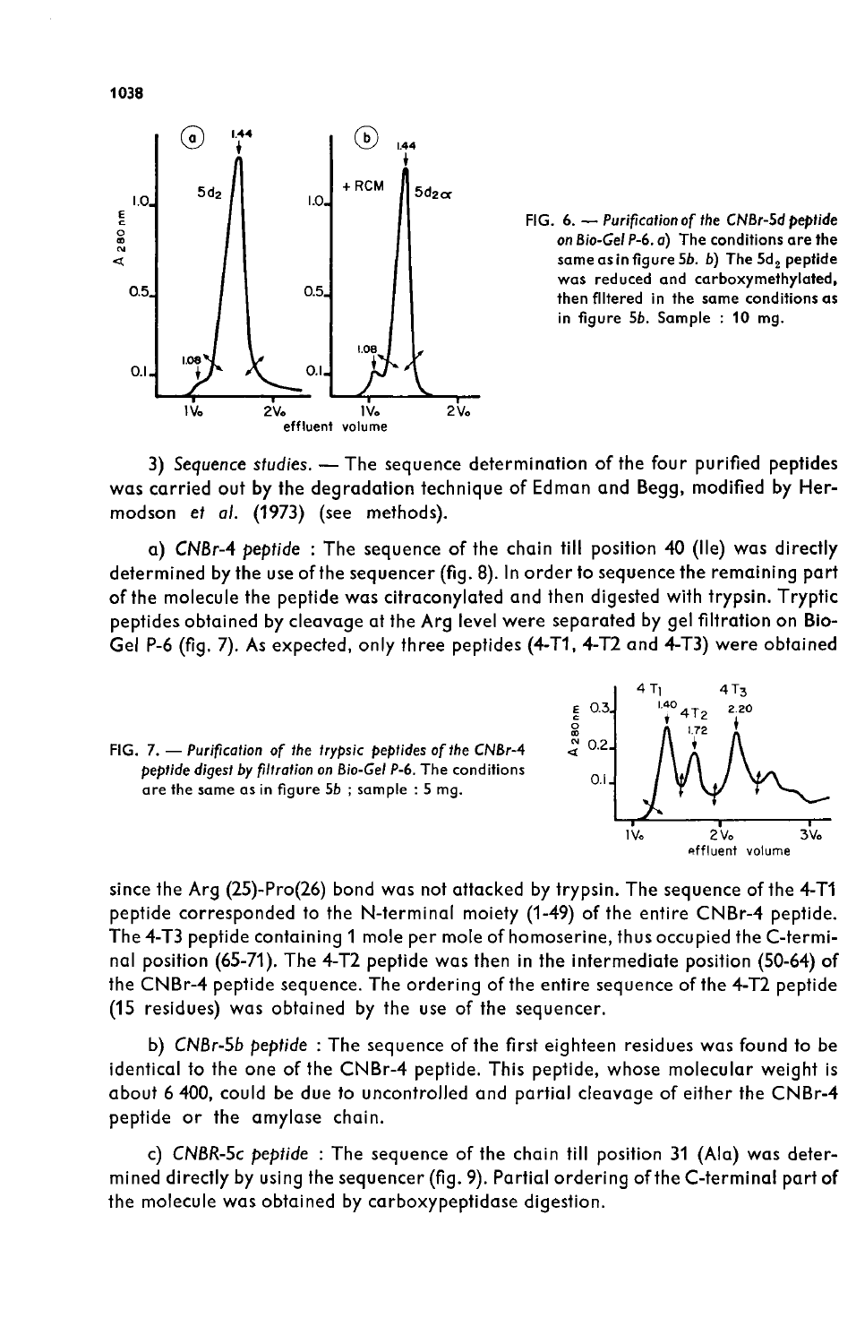FIG. 6. — *Purification of the CNBr-5d peptide on Bio-Gel P-6. a)* The conditions are the same as in figure *5b. b)* The $5d_2$ peptide was reduced and carboxymethylated, then filtered in the same conditions as in figure *5b*. Sample : 10 mg.

3) *Sequence studies.* — The sequence determination of the four purified peptides was carried out by the degradation technique of Edman and Begg, modified by Hermodson *et al.* (1973) (see methods).

a) *CNBr-4 peptide* : The sequence of the chain till position 40 (Ile) was directly determined by the use of the sequencer (fig. 8). In order to sequence the remaining part of the molecule the peptide was citraconylated and then digested with trypsin. Tryptic peptides obtained by cleavage at the Arg level were separated by gel filtration on Bio-Gel P-6 (fig. 7). As expected, only three peptides (4-T1, 4-T2 and 4-T3) were obtained since the Arg (25)-Pro(26) bond was not attacked by trypsin. The sequence of the 4-T1 peptide corresponded to the N-terminal moiety (1-49) of the entire CNBr-4 peptide. The 4-T3 peptide containing 1 mole per mole of homoserine, thus occupied the C-terminal position (65-71). The 4-T2 peptide was then in the intermediate position (50-64) of the CNBr-4 peptide sequence. The ordering of the entire sequence of the 4-T2 peptide (15 residues) was obtained by the use of the sequencer.

FIG. 7. — *Purification of the trypsic peptides of the CNBr-4 peptide digest by filtration on Bio-Gel P-6.* The conditions are the same as in figure 5b ; sample : 5 mg.

b) *CNBr-5b peptide* : The sequence of the first eighteen residues was found to be identical to the one of the CNBr-4 peptide. This peptide, whose molecular weight is about 6 400, could be due to uncontrolled and partial cleavage of either the CNBr-4 peptide or the amylase chain.

c) *CNBR-5c peptide* : The sequence of the chain till position 31 (Ala) was determined directly by using the sequencer (fig. 9). Partial ordering of the C-terminal part of the molecule was obtained by carboxypeptidase digestion.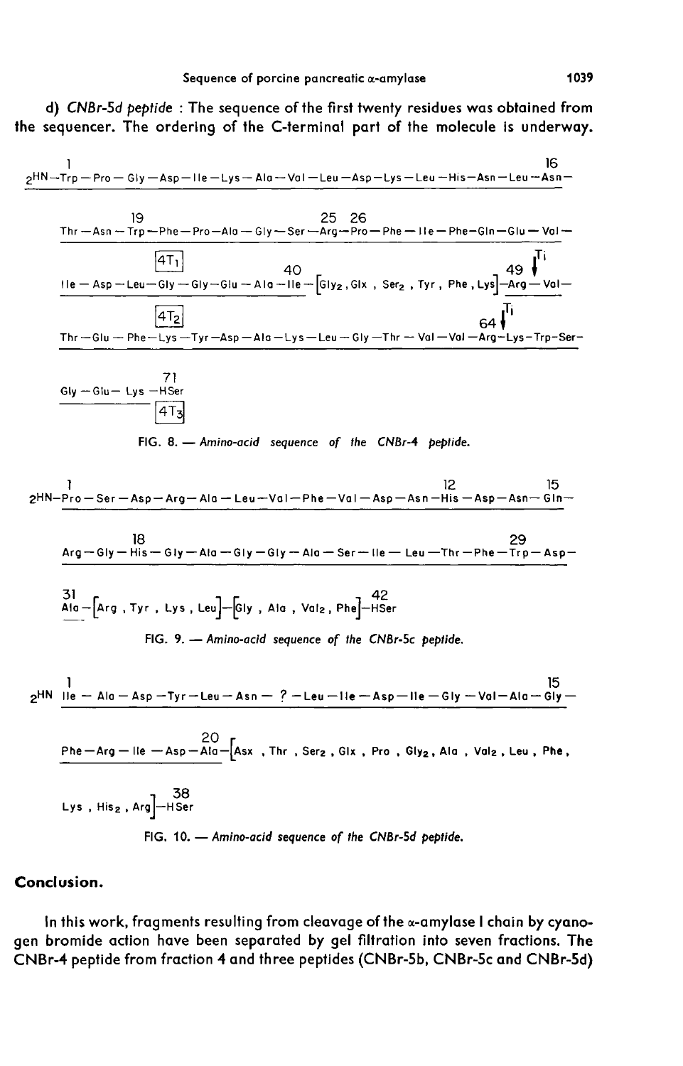d) *CNBr-5d peptide* : The sequence of the first twenty residues was obtained from the sequencer. The ordering of the C-terminal part of the molecule is underway.

```
  1                                                                              16
H2N—Trp—Pro—Gly—Asp—Ile—Lys—Ala—Val—Leu—Asp—Lys—Leu—His—Asn—Leu—Asn—

     19                          25  26
Thr—Asn—Trp—Phe—Pro—Ala—Gly—Ser—Arg—Pro—Phe—Ile—Phe—Gln—Glu—Val—

    [4T1]                      40                                          49  ↓Ti
Ile—Asp—Leu—Gly—Gly—Glu—Ala—Ile—[Gly2, Glx, Ser2, Tyr, Phe, Lys]—Arg—Val—

    [4T2]                                                          64  ↓Ti
Thr—Glu—Phe—Lys—Tyr—Asp—Ala—Lys—Leu—Gly—Thr—Val—Val—Arg—Lys—Trp—Ser—

               71
Gly—Glu—Lys—HSer
             [4T3]
```

FIG. 8. — *Amino-acid sequence of the CNBr-4 peptide.*

```
  1                                                         12            15
H2N—Pro—Ser—Asp—Arg—Ala—Leu—Val—Phe—Val—Asp—Asn—His—Asp—Asn—Gln—

    18                                                     29
Arg—Gly—His—Gly—Ala—Gly—Gly—Ala—Ser—Ile—Leu—Thr—Phe—Trp—Asp—

31                                                  42
Ala—[Arg, Tyr, Lys, Leu]—[Gly, Ala, Val2, Phe]—HSer
```

FIG. 9. — *Amino-acid sequence of the CNBr-5c peptide.*

```
  1                                                                      15
H2N Ile—Ala—Asp—Tyr—Leu—Asn— ? —Leu—Ile—Asp—Ile—Gly—Val—Ala—Gly—

                          20
Phe—Arg—Ile—Asp—Ala—[Asx, Thr, Ser2, Glx, Pro, Gly2, Ala, Val2, Leu, Phe,

                     38
Lys, His2, Arg]—HSer
```

FIG. 10. — *Amino-acid sequence of the CNBr-5d peptide.*

## Conclusion.

In this work, fragments resulting from cleavage of the α-amylase I chain by cyanogen bromide action have been separated by gel filtration into seven fractions. The CNBr-4 peptide from fraction 4 and three peptides (CNBr-5b, CNBr-5c and CNBr-5d)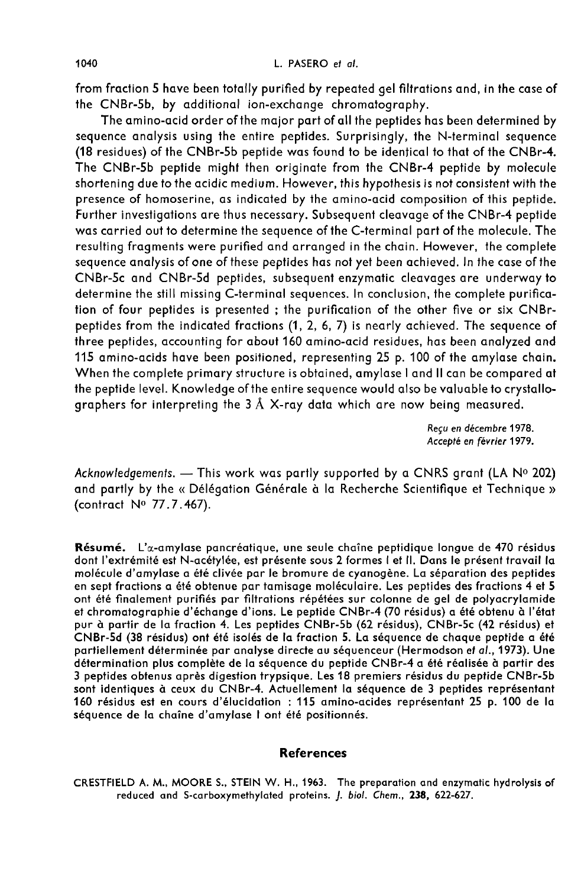from fraction 5 have been totally purified by repeated gel filtrations and, in the case of the CNBr-5b, by additional ion-exchange chromatography.

The amino-acid order of the major part of all the peptides has been determined by sequence analysis using the entire peptides. Surprisingly, the N-terminal sequence (18 residues) of the CNBr-5b peptide was found to be identical to that of the CNBr-4. The CNBr-5b peptide might then originate from the CNBr-4 peptide by molecule shortening due to the acidic medium. However, this hypothesis is not consistent with the presence of homoserine, as indicated by the amino-acid composition of this peptide. Further investigations are thus necessary. Subsequent cleavage of the CNBr-4 peptide was carried out to determine the sequence of the C-terminal part of the molecule. The resulting fragments were purified and arranged in the chain. However, the complete sequence analysis of one of these peptides has not yet been achieved. In the case of the CNBr-5c and CNBr-5d peptides, subsequent enzymatic cleavages are underway to determine the still missing C-terminal sequences. In conclusion, the complete purification of four peptides is presented ; the purification of the other five or six CNBr-peptides from the indicated fractions (1, 2, 6, 7) is nearly achieved. The sequence of three peptides, accounting for about 160 amino-acid residues, has been analyzed and 115 amino-acids have been positioned, representing 25 p. 100 of the amylase chain. When the complete primary structure is obtained, amylase I and II can be compared at the peptide level. Knowledge of the entire sequence would also be valuable to crystallographers for interpreting the 3 Å X-ray data which are now being measured.

*Reçu en décembre 1978.*
*Accepté en février 1979.*

*Acknowledgements.* — This work was partly supported by a CNRS grant (LA N° 202) and partly by the « Délégation Générale à la Recherche Scientifique et Technique » (contract N° 77.7.467).

**Résumé.** L'α-amylase pancréatique, une seule chaîne peptidique longue de 470 résidus dont l'extrémité est N-acétylée, est présente sous 2 formes I et II. Dans le présent travail la molécule d'amylase a été clivée par le bromure de cyanogène. La séparation des peptides en sept fractions a été obtenue par tamisage moléculaire. Les peptides des fractions 4 et 5 ont été finalement purifiés par filtrations répétées sur colonne de gel de polyacrylamide et chromatographie d'échange d'ions. Le peptide CNBr-4 (70 résidus) a été obtenu à l'état pur à partir de la fraction 4. Les peptides CNBr-5b (62 résidus), CNBr-5c (42 résidus) et CNBr-5d (38 résidus) ont été isolés de la fraction 5. La séquence de chaque peptide a été partiellement déterminée par analyse directe au séquenceur (Hermodson *et al.*, 1973). Une détermination plus complète de la séquence du peptide CNBr-4 a été réalisée à partir des 3 peptides obtenus après digestion trypsique. Les 18 premiers résidus du peptide CNBr-5b sont identiques à ceux du CNBr-4. Actuellement la séquence de 3 peptides représentant 160 résidus est en cours d'élucidation : 115 amino-acides représentant 25 p. 100 de la séquence de la chaîne d'amylase I ont été positionnés.

## References

CRESTFIELD A. M., MOORE S., STEIN W. H., 1963. The preparation and enzymatic hydrolysis of reduced and S-carboxymethylated proteins. *J. biol. Chem.*, **238**, 622-627.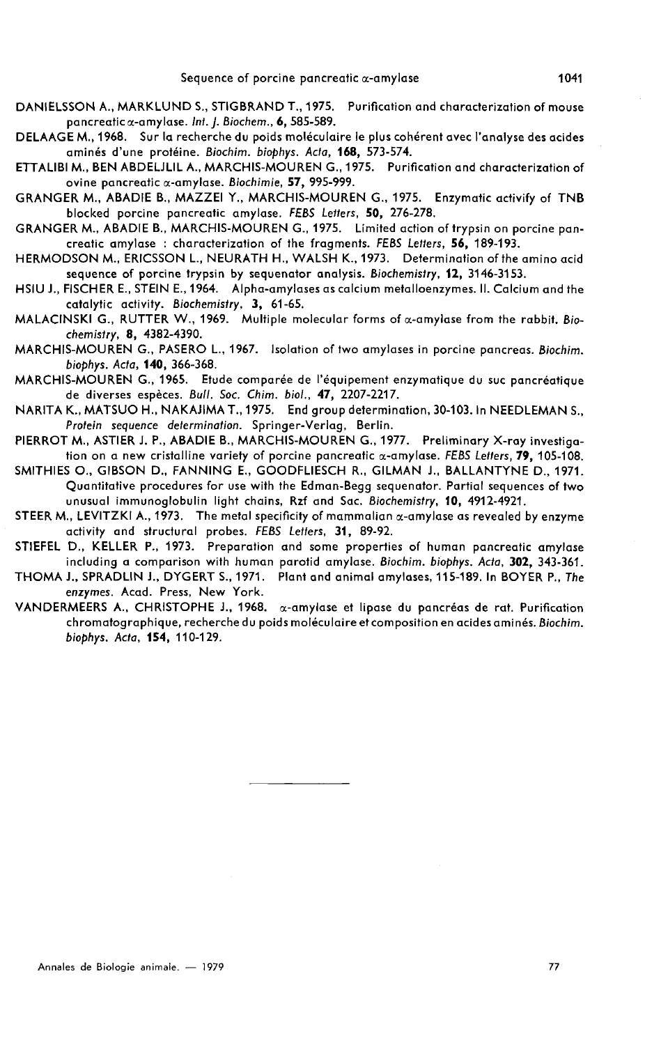DANIELSSON A., MARKLUND S., STIGBRAND T., 1975. Purification and characterization of mouse pancreatic α-amylase. *Int. J. Biochem.*, **6**, 585-589.

DELAAGE M., 1968. Sur la recherche du poids moléculaire le plus cohérent avec l'analyse des acides aminés d'une protéine. *Biochim. biophys. Acta*, **168**, 573-574.

ETTALIBI M., BEN ABDELJLIL A., MARCHIS-MOUREN G., 1975. Purification and characterization of ovine pancreatic α-amylase. *Biochimie*, **57**, 995-999.

GRANGER M., ABADIE B., MAZZEI Y., MARCHIS-MOUREN G., 1975. Enzymatic activify of TNB blocked porcine pancreatic amylase. *FEBS Letters*, **50**, 276-278.

GRANGER M., ABADIE B., MARCHIS-MOUREN G., 1975. Limited action of trypsin on porcine pancreatic amylase : characterization of the fragments. *FEBS Letters*, **56**, 189-193.

HERMODSON M., ERICSSON L., NEURATH H., WALSH K., 1973. Determination of the amino acid sequence of porcine trypsin by sequenator analysis. *Biochemistry*, **12**, 3146-3153.

HSIU J., FISCHER E., STEIN E., 1964. Alpha-amylases as calcium metalloenzymes. II. Calcium and the catalytic activity. *Biochemistry*, **3**, 61-65.

MALACINSKI G., RUTTER W., 1969. Multiple molecular forms of α-amylase from the rabbit. *Biochemistry*, **8**, 4382-4390.

MARCHIS-MOUREN G., PASERO L., 1967. Isolation of two amylases in porcine pancreas. *Biochim. biophys. Acta*, **140**, 366-368.

MARCHIS-MOUREN G., 1965. Etude comparée de l'équipement enzymatique du suc pancréatique de diverses espèces. *Bull. Soc. Chim. biol.*, **47**, 2207-2217.

NARITA K., MATSUO H., NAKAJIMA T., 1975. End group determination, 30-103. In NEEDLEMAN S., *Protein sequence determination*. Springer-Verlag, Berlin.

PIERROT M., ASTIER J. P., ABADIE B., MARCHIS-MOUREN G., 1977. Preliminary X-ray investigation on a new cristalline variety of porcine pancreatic α-amylase. *FEBS Letters*, **79**, 105-108.

SMITHIES O., GIBSON D., FANNING E., GOODFLIESCH R., GILMAN J., BALLANTYNE D., 1971. Quantitative procedures for use with the Edman-Begg sequenator. Partial sequences of two unusual immunoglobulin light chains, Rzf and Sac. *Biochemistry*, **10**, 4912-4921.

STEER M., LEVITZKI A., 1973. The metal specificity of mammalian α-amylase as revealed by enzyme activity and structural probes. *FEBS Letters*, **31**, 89-92.

STIEFEL D., KELLER P., 1973. Preparation and some properties of human pancreatic amylase including a comparison with human parotid amylase. *Biochim. biophys. Acta*, **302**, 343-361.

THOMA J., SPRADLIN J., DYGERT S., 1971. Plant and animal amylases, 115-189. In BOYER P., *The enzymes*. Acad. Press, New York.

VANDERMEERS A., CHRISTOPHE J., 1968. α-amylase et lipase du pancréas de rat. Purification chromatographique, recherche du poids moléculaire et composition en acides aminés. *Biochim. biophys. Acta*, **154**, 110-129.